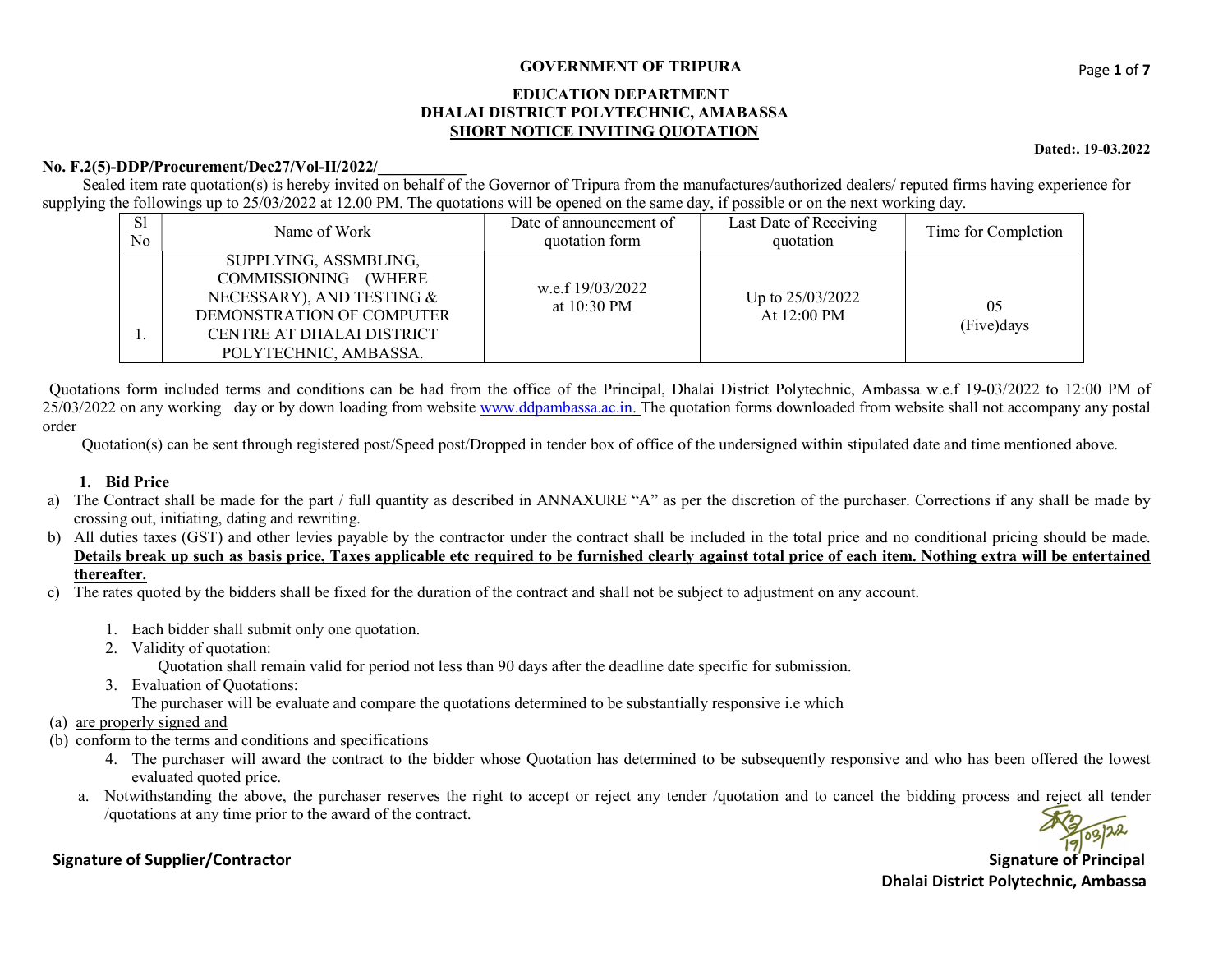**GOVERNMENT OF TRIPURA**

**EDUCATION DEPARTMENT**
**DHALAI DISTRICT POLYTECHNIC, AMBASSA**
**SHORT NOTICE INVITING QUOTATION**

**Dated:. 19-03.2022**

**No. F.2(5)-DDP/Procurement/Dec27/Vol-II/2022/\_\_\_\_\_\_\_\_\_\_\_**

Sealed item rate quotation(s) is hereby invited on behalf of the Governor of Tripura from the manufactures/authorized dealers/ reputed firms having experience for supplying the followings up to 25/03/2022 at 12.00 PM. The quotations will be opened on the same day, if possible or on the next working day.

| Sl No | Name of Work | Date of announcement of quotation form | Last Date of Receiving quotation | Time for Completion |
|---|---|---|---|---|
| 1. | SUPPLYING, ASSMBLING, COMMISSIONING (WHERE NECESSARY), AND TESTING & DEMONSTRATION OF COMPUTER CENTRE AT DHALAI DISTRICT POLYTECHNIC, AMBASSA. | w.e.f 19/03/2022 at 10:30 PM | Up to 25/03/2022 At 12:00 PM | 05 (Five)days |

Quotations form included terms and conditions can be had from the office of the Principal, Dhalai District Polytechnic, Ambassa w.e.f 19-03/2022 to 12:00 PM of 25/03/2022 on any working day or by down loading from website www.ddpambassa.ac.in. The quotation forms downloaded from website shall not accompany any postal order

Quotation(s) can be sent through registered post/Speed post/Dropped in tender box of office of the undersigned within stipulated date and time mentioned above.

1. **Bid Price**

a) The Contract shall be made for the part / full quantity as described in ANNAXURE "A" as per the discretion of the purchaser. Corrections if any shall be made by crossing out, initiating, dating and rewriting.

b) All duties taxes (GST) and other levies payable by the contractor under the contract shall be included in the total price and no conditional pricing should be made. **Details break up such as basis price, Taxes applicable etc required to be furnished clearly against total price of each item. Nothing extra will be entertained thereafter.**

c) The rates quoted by the bidders shall be fixed for the duration of the contract and shall not be subject to adjustment on any account.

1. Each bidder shall submit only one quotation.
2. Validity of quotation:
   Quotation shall remain valid for period not less than 90 days after the deadline date specific for submission.
3. Evaluation of Quotations:
   The purchaser will be evaluate and compare the quotations determined to be substantially responsive i.e which

(a) are properly signed and
(b) conform to the terms and conditions and specifications

4. The purchaser will award the contract to the bidder whose Quotation has determined to be subsequently responsive and who has been offered the lowest evaluated quoted price.

a. Notwithstanding the above, the purchaser reserves the right to accept or reject any tender /quotation and to cancel the bidding process and reject all tender /quotations at any time prior to the award of the contract.

**Signature of Supplier/Contractor**

19/03/22
**Signature of Principal**
**Dhalai District Polytechnic, Ambassa**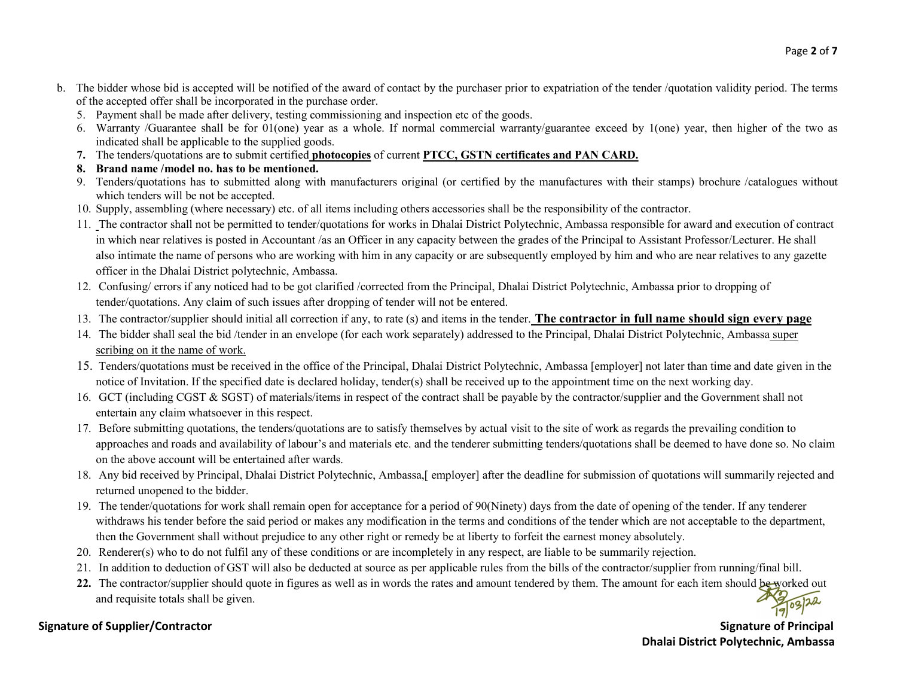b. The bidder whose bid is accepted will be notified of the award of contact by the purchaser prior to expatriation of the tender /quotation validity period. The terms of the accepted offer shall be incorporated in the purchase order.

5. Payment shall be made after delivery, testing commissioning and inspection etc of the goods.
6. Warranty /Guarantee shall be for 01(one) year as a whole. If normal commercial warranty/guarantee exceed by 1(one) year, then higher of the two as indicated shall be applicable to the supplied goods.
7. The tenders/quotations are to submit certified **photocopies** of current **PTCC, GSTN certificates and PAN CARD.**
8. **Brand name /model no. has to be mentioned.**
9. Tenders/quotations has to submitted along with manufacturers original (or certified by the manufactures with their stamps) brochure /catalogues without which tenders will be not be accepted.
10. Supply, assembling (where necessary) etc. of all items including others accessories shall be the responsibility of the contractor.
11. The contractor shall not be permitted to tender/quotations for works in Dhalai District Polytechnic, Ambassa responsible for award and execution of contract in which near relatives is posted in Accountant /as an Officer in any capacity between the grades of the Principal to Assistant Professor/Lecturer. He shall also intimate the name of persons who are working with him in any capacity or are subsequently employed by him and who are near relatives to any gazette officer in the Dhalai District polytechnic, Ambassa.
12. Confusing/ errors if any noticed had to be got clarified /corrected from the Principal, Dhalai District Polytechnic, Ambassa prior to dropping of tender/quotations. Any claim of such issues after dropping of tender will not be entered.
13. The contractor/supplier should initial all correction if any, to rate (s) and items in the tender. **The contractor in full name should sign every page**
14. The bidder shall seal the bid /tender in an envelope (for each work separately) addressed to the Principal, Dhalai District Polytechnic, Ambassa super scribing on it the name of work.
15. Tenders/quotations must be received in the office of the Principal, Dhalai District Polytechnic, Ambassa [employer] not later than time and date given in the notice of Invitation. If the specified date is declared holiday, tender(s) shall be received up to the appointment time on the next working day.
16. GCT (including CGST & SGST) of materials/items in respect of the contract shall be payable by the contractor/supplier and the Government shall not entertain any claim whatsoever in this respect.
17. Before submitting quotations, the tenders/quotations are to satisfy themselves by actual visit to the site of work as regards the prevailing condition to approaches and roads and availability of labour's and materials etc. and the tenderer submitting tenders/quotations shall be deemed to have done so. No claim on the above account will be entertained after wards.
18. Any bid received by Principal, Dhalai District Polytechnic, Ambassa,[ employer] after the deadline for submission of quotations will summarily rejected and returned unopened to the bidder.
19. The tender/quotations for work shall remain open for acceptance for a period of 90(Ninety) days from the date of opening of the tender. If any tenderer withdraws his tender before the said period or makes any modification in the terms and conditions of the tender which are not acceptable to the department, then the Government shall without prejudice to any other right or remedy be at liberty to forfeit the earnest money absolutely.
20. Renderer(s) who to do not fulfil any of these conditions or are incompletely in any respect, are liable to be summarily rejection.
21. In addition to deduction of GST will also be deducted at source as per applicable rules from the bills of the contractor/supplier from running/final bill.
22. The contractor/supplier should quote in figures as well as in words the rates and amount tendered by them. The amount for each item should be worked out and requisite totals shall be given.

19/03/22

**Signature of Supplier/Contractor**

**Signature of Principal**
**Dhalai District Polytechnic, Ambassa**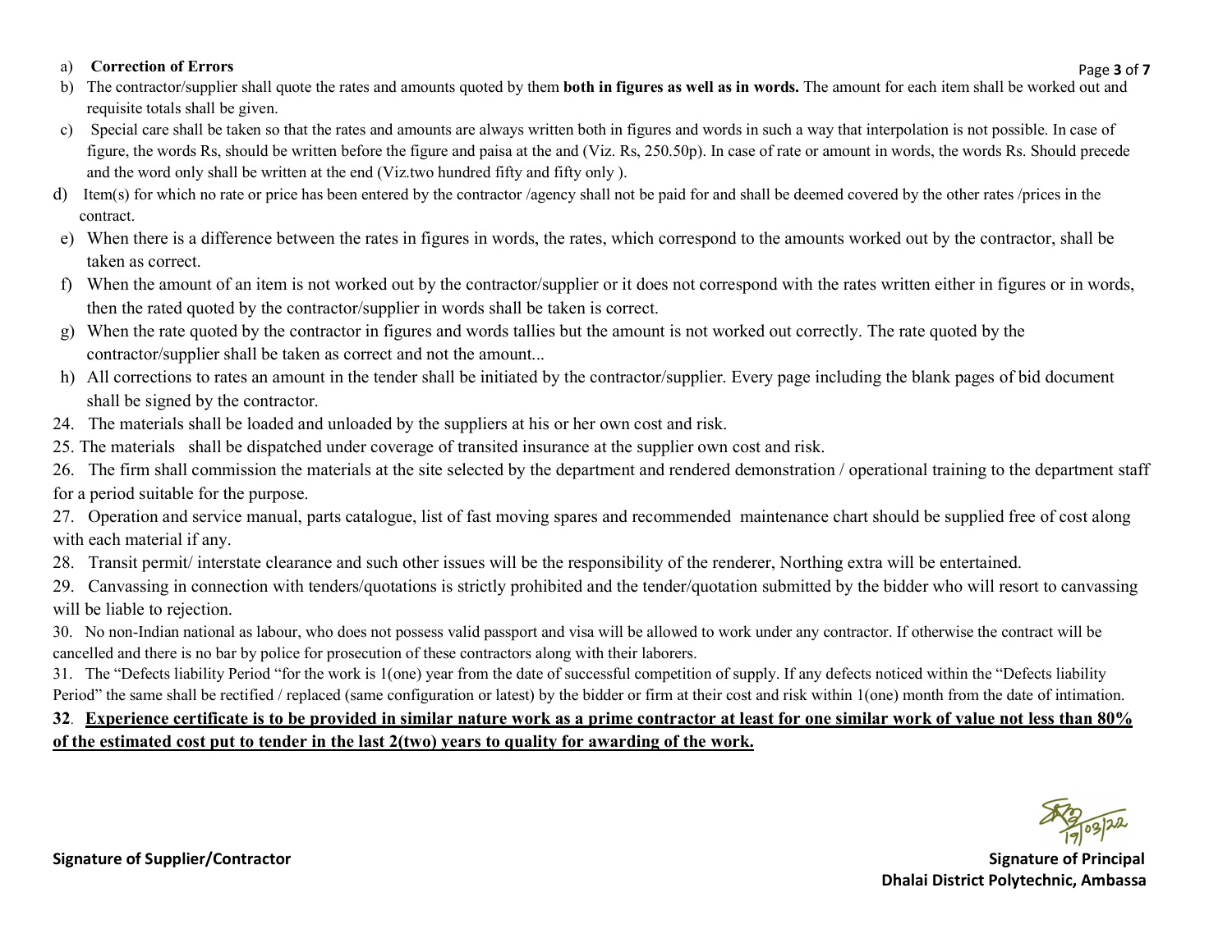a) **Correction of Errors**

b) The contractor/supplier shall quote the rates and amounts quoted by them **both in figures as well as in words.** The amount for each item shall be worked out and requisite totals shall be given.

c) Special care shall be taken so that the rates and amounts are always written both in figures and words in such a way that interpolation is not possible. In case of figure, the words Rs, should be written before the figure and paisa at the and (Viz. Rs, 250.50p). In case of rate or amount in words, the words Rs. Should precede and the word only shall be written at the end (Viz.two hundred fifty and fifty only ).

d) Item(s) for which no rate or price has been entered by the contractor /agency shall not be paid for and shall be deemed covered by the other rates /prices in the contract.

e) When there is a difference between the rates in figures in words, the rates, which correspond to the amounts worked out by the contractor, shall be taken as correct.

f) When the amount of an item is not worked out by the contractor/supplier or it does not correspond with the rates written either in figures or in words, then the rated quoted by the contractor/supplier in words shall be taken is correct.

g) When the rate quoted by the contractor in figures and words tallies but the amount is not worked out correctly. The rate quoted by the contractor/supplier shall be taken as correct and not the amount...

h) All corrections to rates an amount in the tender shall be initiated by the contractor/supplier. Every page including the blank pages of bid document shall be signed by the contractor.

24. The materials shall be loaded and unloaded by the suppliers at his or her own cost and risk.

25. The materials shall be dispatched under coverage of transited insurance at the supplier own cost and risk.

26. The firm shall commission the materials at the site selected by the department and rendered demonstration / operational training to the department staff for a period suitable for the purpose.

27. Operation and service manual, parts catalogue, list of fast moving spares and recommended maintenance chart should be supplied free of cost along with each material if any.

28. Transit permit/ interstate clearance and such other issues will be the responsibility of the renderer, Northing extra will be entertained.

29. Canvassing in connection with tenders/quotations is strictly prohibited and the tender/quotation submitted by the bidder who will resort to canvassing will be liable to rejection.

30. No non-Indian national as labour, who does not possess valid passport and visa will be allowed to work under any contractor. If otherwise the contract will be cancelled and there is no bar by police for prosecution of these contractors along with their laborers.

31. The "Defects liability Period "for the work is 1(one) year from the date of successful competition of supply. If any defects noticed within the "Defects liability Period" the same shall be rectified / replaced (same configuration or latest) by the bidder or firm at their cost and risk within 1(one) month from the date of intimation.

**32**. **Experience certificate is to be provided in similar nature work as a prime contractor at least for one similar work of value not less than 80% of the estimated cost put to tender in the last 2(two) years to quality for awarding of the work.**

19/03/22

**Signature of Supplier/Contractor**

**Signature of Principal**
**Dhalai District Polytechnic, Ambassa**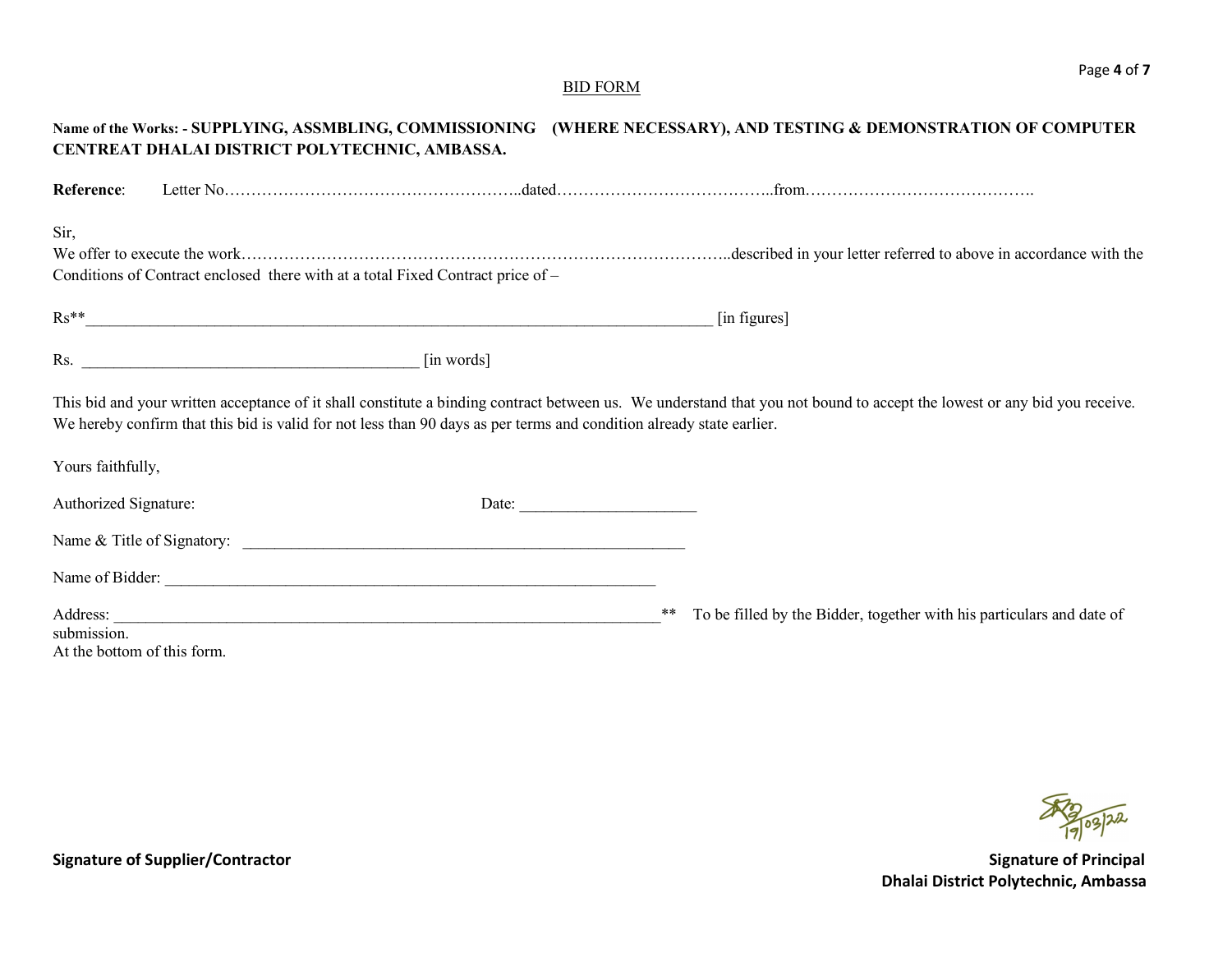## BID FORM

**Name of the Works: - SUPPLYING, ASSMBLING, COMMISSIONING (WHERE NECESSARY), AND TESTING & DEMONSTRATION OF COMPUTER CENTREAT DHALAI DISTRICT POLYTECHNIC, AMBASSA.**

**Reference**: Letter No………………………………………………..dated…………………………………..from…………………………………….

Sir,

We offer to execute the work……………………………………………………………………………..described in your letter referred to above in accordance with the Conditions of Contract enclosed there with at a total Fixed Contract price of –

Rs**_______________________________________________________________________________ [in figures]

Rs. ___________________________________________ [in words]

This bid and your written acceptance of it shall constitute a binding contract between us. We understand that you not bound to accept the lowest or any bid you receive. We hereby confirm that this bid is valid for not less than 90 days as per terms and condition already state earlier.

Yours faithfully,

Authorized Signature: Date: ______________________

Name & Title of Signatory: ________________________________________________________

Name of Bidder: _________________________________________________________________

Address: ______________________________________________________________________** To be filled by the Bidder, together with his particulars and date of submission.
At the bottom of this form.

**Signature of Supplier/Contractor**

19/03/22

**Signature of Principal**
**Dhalai District Polytechnic, Ambassa**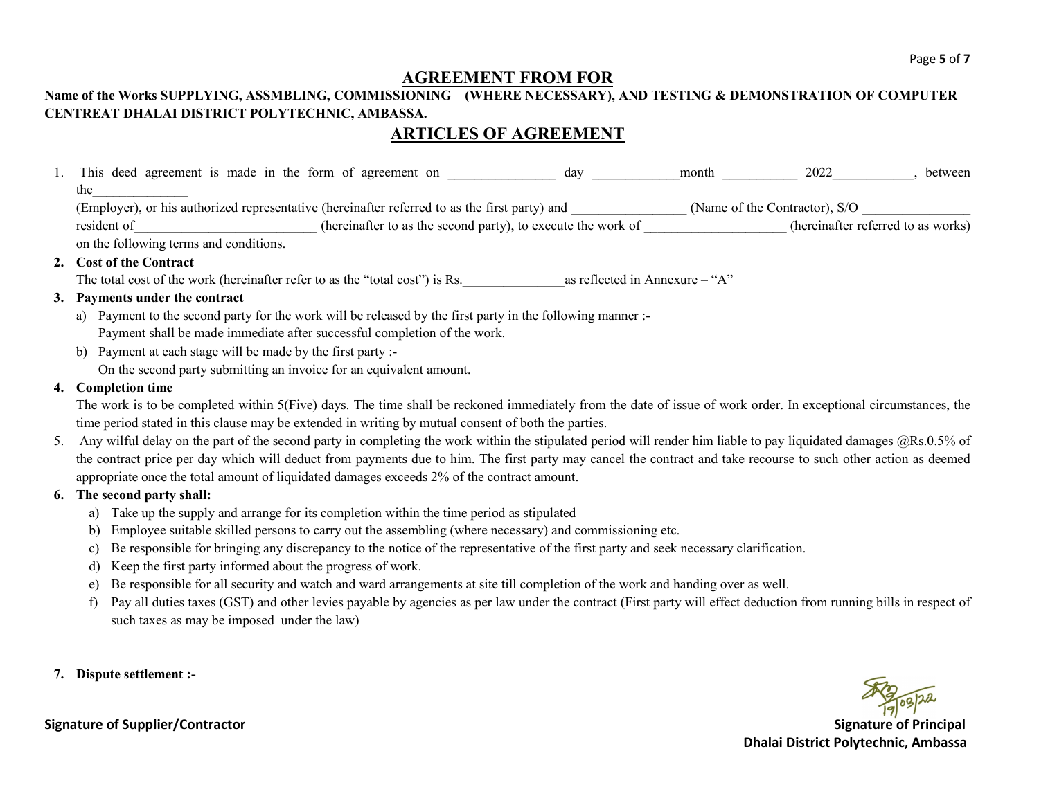## AGREEMENT FROM FOR

**Name of the Works SUPPLYING, ASSMBLING, COMMISSIONING (WHERE NECESSARY), AND TESTING & DEMONSTRATION OF COMPUTER CENTREAT DHALAI DISTRICT POLYTECHNIC, AMBASSA.**

## ARTICLES OF AGREEMENT

1. This deed agreement is made in the form of agreement on ________________ day _____________month ___________ 2022____________, between the______________ (Employer), or his authorized representative (hereinafter referred to as the first party) and _________________ (Name of the Contractor), S/O ________________ resident of___________________________ (hereinafter to as the second party), to execute the work of _____________________ (hereinafter referred to as works) on the following terms and conditions.
2. **Cost of the Contract**
   The total cost of the work (hereinafter refer to as the "total cost") is Rs._______________as reflected in Annexure – "A"
3. **Payments under the contract**
   a) Payment to the second party for the work will be released by the first party in the following manner :-
      Payment shall be made immediate after successful completion of the work.
   b) Payment at each stage will be made by the first party :-
      On the second party submitting an invoice for an equivalent amount.
4. **Completion time**
   The work is to be completed within 5(Five) days. The time shall be reckoned immediately from the date of issue of work order. In exceptional circumstances, the time period stated in this clause may be extended in writing by mutual consent of both the parties.
5. Any wilful delay on the part of the second party in completing the work within the stipulated period will render him liable to pay liquidated damages @Rs.0.5% of the contract price per day which will deduct from payments due to him. The first party may cancel the contract and take recourse to such other action as deemed appropriate once the total amount of liquidated damages exceeds 2% of the contract amount.
6. **The second party shall:**
   a) Take up the supply and arrange for its completion within the time period as stipulated
   b) Employee suitable skilled persons to carry out the assembling (where necessary) and commissioning etc.
   c) Be responsible for bringing any discrepancy to the notice of the representative of the first party and seek necessary clarification.
   d) Keep the first party informed about the progress of work.
   e) Be responsible for all security and watch and ward arrangements at site till completion of the work and handing over as well.
   f) Pay all duties taxes (GST) and other levies payable by agencies as per law under the contract (First party will effect deduction from running bills in respect of such taxes as may be imposed under the law)
7. **Dispute settlement :-**

**Signature of Supplier/Contractor**

19/03/22
**Signature of Principal**
**Dhalai District Polytechnic, Ambassa**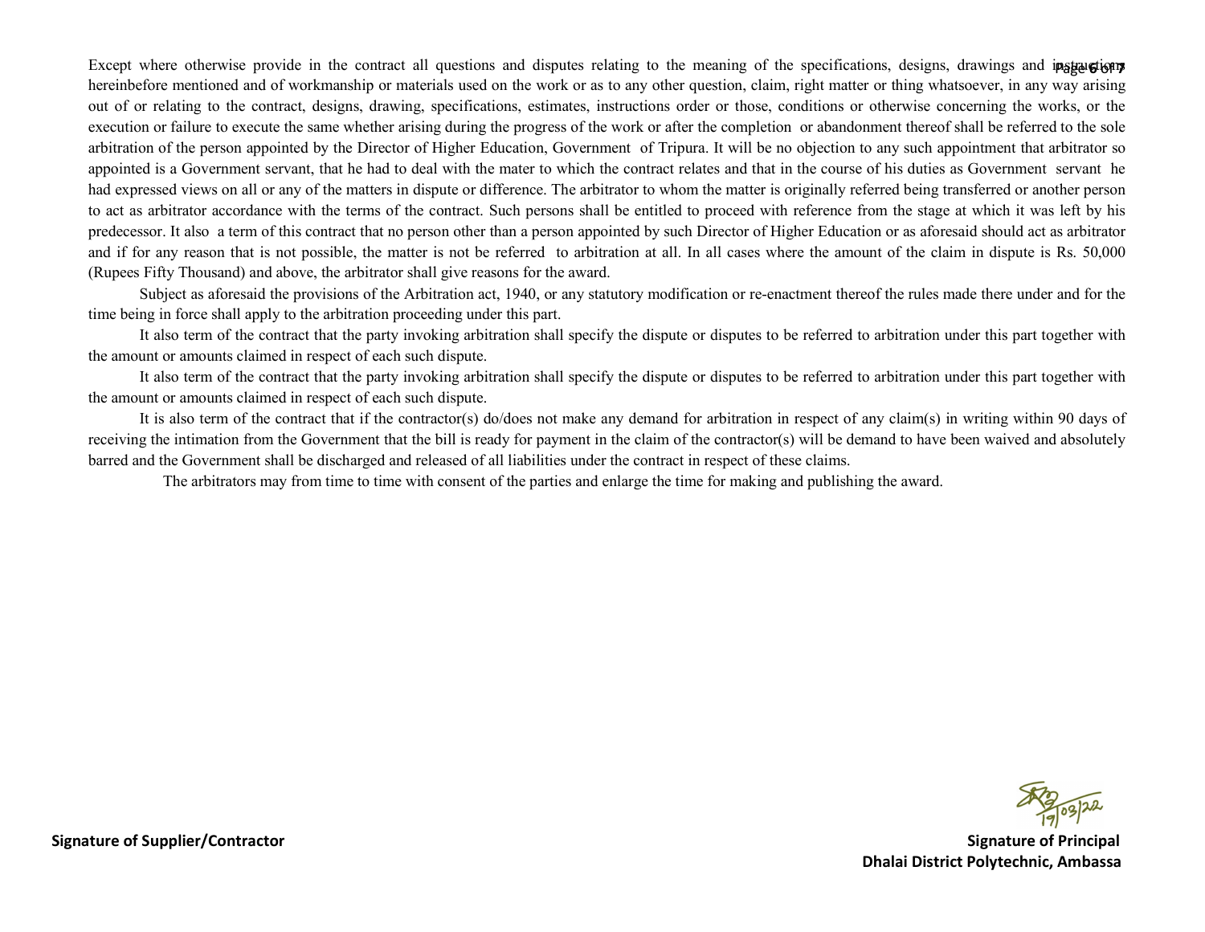Except where otherwise provide in the contract all questions and disputes relating to the meaning of the specifications, designs, drawings and instructions hereinbefore mentioned and of workmanship or materials used on the work or as to any other question, claim, right matter or thing whatsoever, in any way arising out of or relating to the contract, designs, drawing, specifications, estimates, instructions order or those, conditions or otherwise concerning the works, or the execution or failure to execute the same whether arising during the progress of the work or after the completion or abandonment thereof shall be referred to the sole arbitration of the person appointed by the Director of Higher Education, Government of Tripura. It will be no objection to any such appointment that arbitrator so appointed is a Government servant, that he had to deal with the mater to which the contract relates and that in the course of his duties as Government servant he had expressed views on all or any of the matters in dispute or difference. The arbitrator to whom the matter is originally referred being transferred or another person to act as arbitrator accordance with the terms of the contract. Such persons shall be entitled to proceed with reference from the stage at which it was left by his predecessor. It also a term of this contract that no person other than a person appointed by such Director of Higher Education or as aforesaid should act as arbitrator and if for any reason that is not possible, the matter is not be referred to arbitration at all. In all cases where the amount of the claim in dispute is Rs. 50,000 (Rupees Fifty Thousand) and above, the arbitrator shall give reasons for the award.

Subject as aforesaid the provisions of the Arbitration act, 1940, or any statutory modification or re-enactment thereof the rules made there under and for the time being in force shall apply to the arbitration proceeding under this part.

It also term of the contract that the party invoking arbitration shall specify the dispute or disputes to be referred to arbitration under this part together with the amount or amounts claimed in respect of each such dispute.

It also term of the contract that the party invoking arbitration shall specify the dispute or disputes to be referred to arbitration under this part together with the amount or amounts claimed in respect of each such dispute.

It is also term of the contract that if the contractor(s) do/does not make any demand for arbitration in respect of any claim(s) in writing within 90 days of receiving the intimation from the Government that the bill is ready for payment in the claim of the contractor(s) will be demand to have been waived and absolutely barred and the Government shall be discharged and released of all liabilities under the contract in respect of these claims.

The arbitrators may from time to time with consent of the parties and enlarge the time for making and publishing the award.

**Signature of Supplier/Contractor**

19/03/22

**Signature of Principal**
**Dhalai District Polytechnic, Ambassa**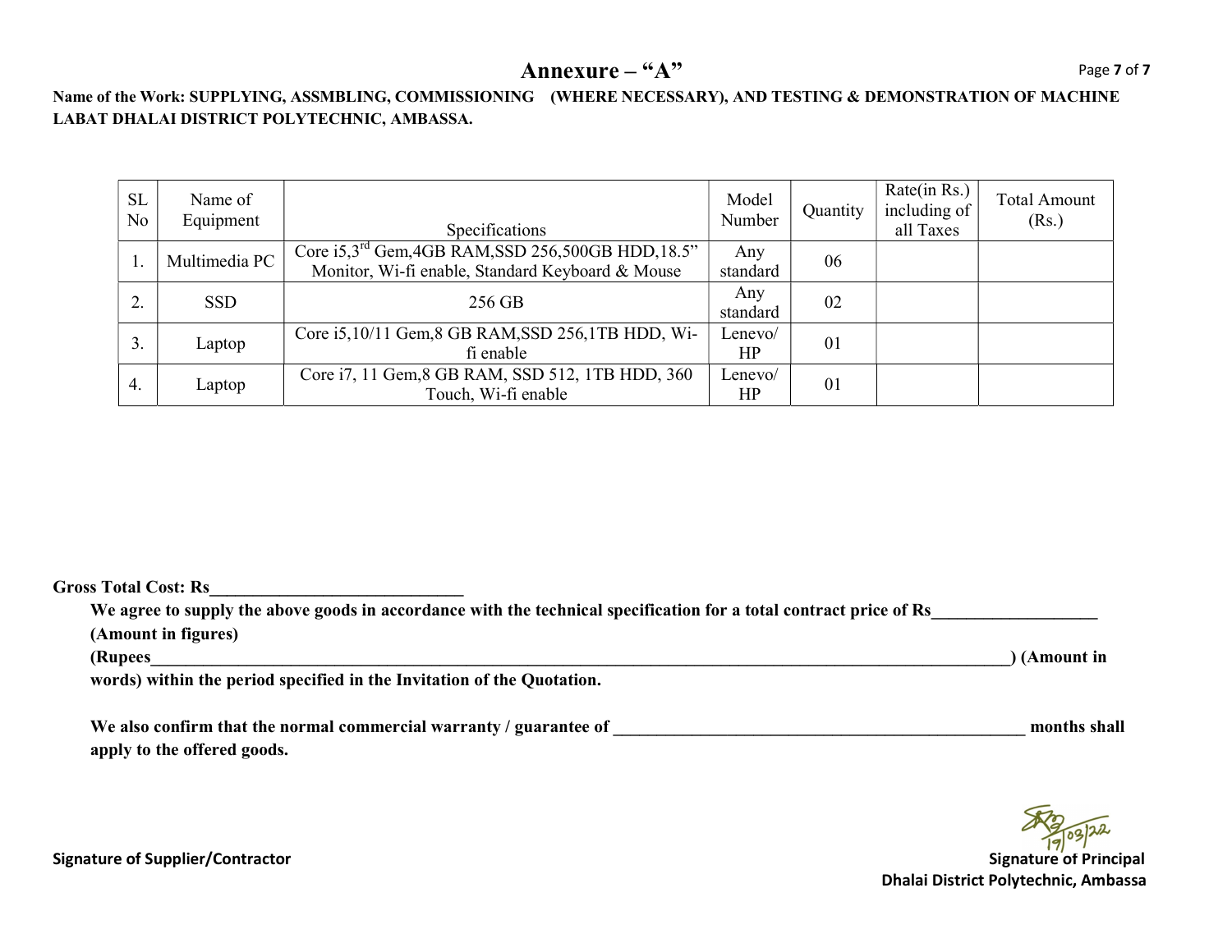# Annexure – "A"

**Name of the Work: SUPPLYING, ASSMBLING, COMMISSIONING (WHERE NECESSARY), AND TESTING & DEMONSTRATION OF MACHINE LABAT DHALAI DISTRICT POLYTECHNIC, AMBASSA.**

| SL No | Name of Equipment | Specifications | Model Number | Quantity | Rate(in Rs.) including of all Taxes | Total Amount (Rs.) |
|---|---|---|---|---|---|---|
| 1. | Multimedia PC | Core i5,3rd Gem,4GB RAM,SSD 256,500GB HDD,18.5" Monitor, Wi-fi enable, Standard Keyboard & Mouse | Any standard | 06 | | |
| 2. | SSD | 256 GB | Any standard | 02 | | |
| 3. | Laptop | Core i5,10/11 Gem,8 GB RAM,SSD 256,1TB HDD, Wi-fi enable | Lenevo/ HP | 01 | | |
| 4. | Laptop | Core i7, 11 Gem,8 GB RAM, SSD 512, 1TB HDD, 360 Touch, Wi-fi enable | Lenevo/ HP | 01 | | |

**Gross Total Cost: Rs_____________________________**

**We agree to supply the above goods in accordance with the technical specification for a total contract price of Rs___________________ (Amount in figures) (Rupees_______________________________________________________________________________________) (Amount in words) within the period specified in the Invitation of the Quotation.**

**We also confirm that the normal commercial warranty / guarantee of __________________________________________________ months shall apply to the offered goods.**

**Signature of Supplier/Contractor**

19/03/22

**Signature of Principal**
**Dhalai District Polytechnic, Ambassa**